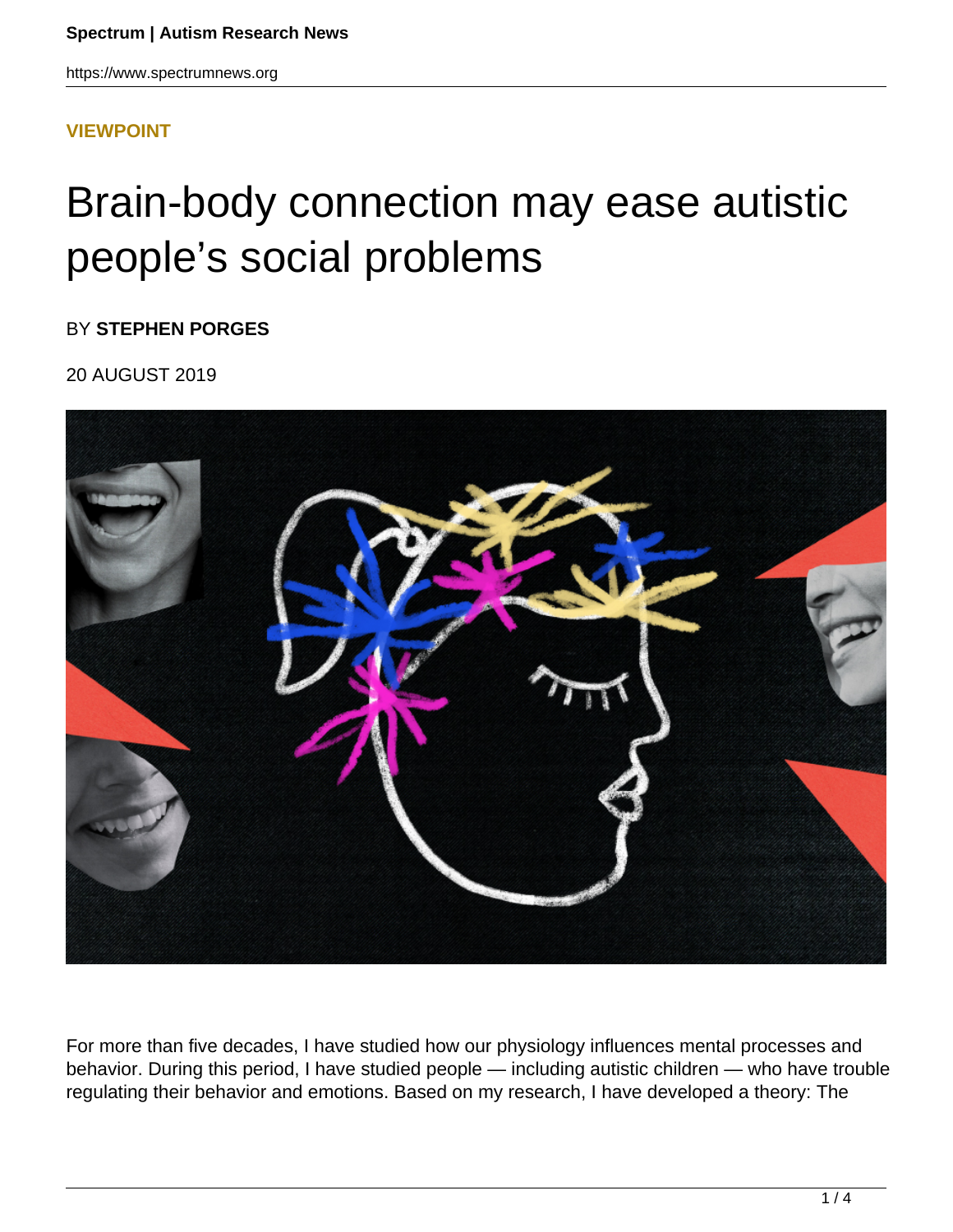**VIEWPOINT**

# Brain-body connection may ease autistic people's social problems

BY **STEPHEN PORGES**

20 AUGUST 2019

For more than five decades, I have studied how our physiology influences mental processes and behavior. During this period, I have studied people — including autistic children — who have trouble regulating their behavior and emotions. Based on my research, I have developed a theory: The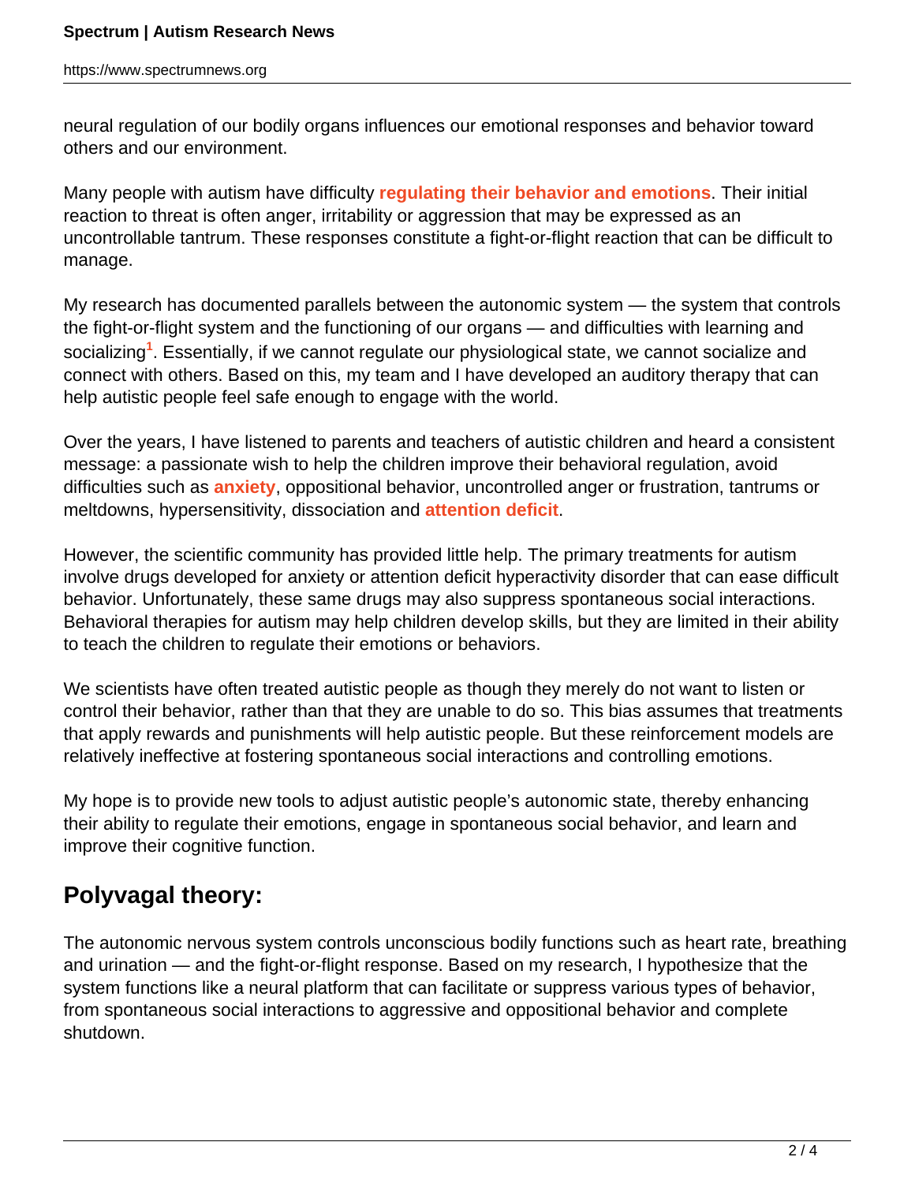neural regulation of our bodily organs influences our emotional responses and behavior toward others and our environment.

Many people with autism have difficulty **regulating their behavior and emotions**. Their initial reaction to threat is often anger, irritability or aggression that may be expressed as an uncontrollable tantrum. These responses constitute a fight-or-flight reaction that can be difficult to manage.

My research has documented parallels between the autonomic system — the system that controls the fight-or-flight system and the functioning of our organs — and difficulties with learning and socializing[1]. Essentially, if we cannot regulate our physiological state, we cannot socialize and connect with others. Based on this, my team and I have developed an auditory therapy that can help autistic people feel safe enough to engage with the world.

Over the years, I have listened to parents and teachers of autistic children and heard a consistent message: a passionate wish to help the children improve their behavioral regulation, avoid difficulties such as **anxiety**, oppositional behavior, uncontrolled anger or frustration, tantrums or meltdowns, hypersensitivity, dissociation and **attention deficit**.

However, the scientific community has provided little help. The primary treatments for autism involve drugs developed for anxiety or attention deficit hyperactivity disorder that can ease difficult behavior. Unfortunately, these same drugs may also suppress spontaneous social interactions. Behavioral therapies for autism may help children develop skills, but they are limited in their ability to teach the children to regulate their emotions or behaviors.

We scientists have often treated autistic people as though they merely do not want to listen or control their behavior, rather than that they are unable to do so. This bias assumes that treatments that apply rewards and punishments will help autistic people. But these reinforcement models are relatively ineffective at fostering spontaneous social interactions and controlling emotions.

My hope is to provide new tools to adjust autistic people's autonomic state, thereby enhancing their ability to regulate their emotions, engage in spontaneous social behavior, and learn and improve their cognitive function.

## Polyvagal theory:

The autonomic nervous system controls unconscious bodily functions such as heart rate, breathing and urination — and the fight-or-flight response. Based on my research, I hypothesize that the system functions like a neural platform that can facilitate or suppress various types of behavior, from spontaneous social interactions to aggressive and oppositional behavior and complete shutdown.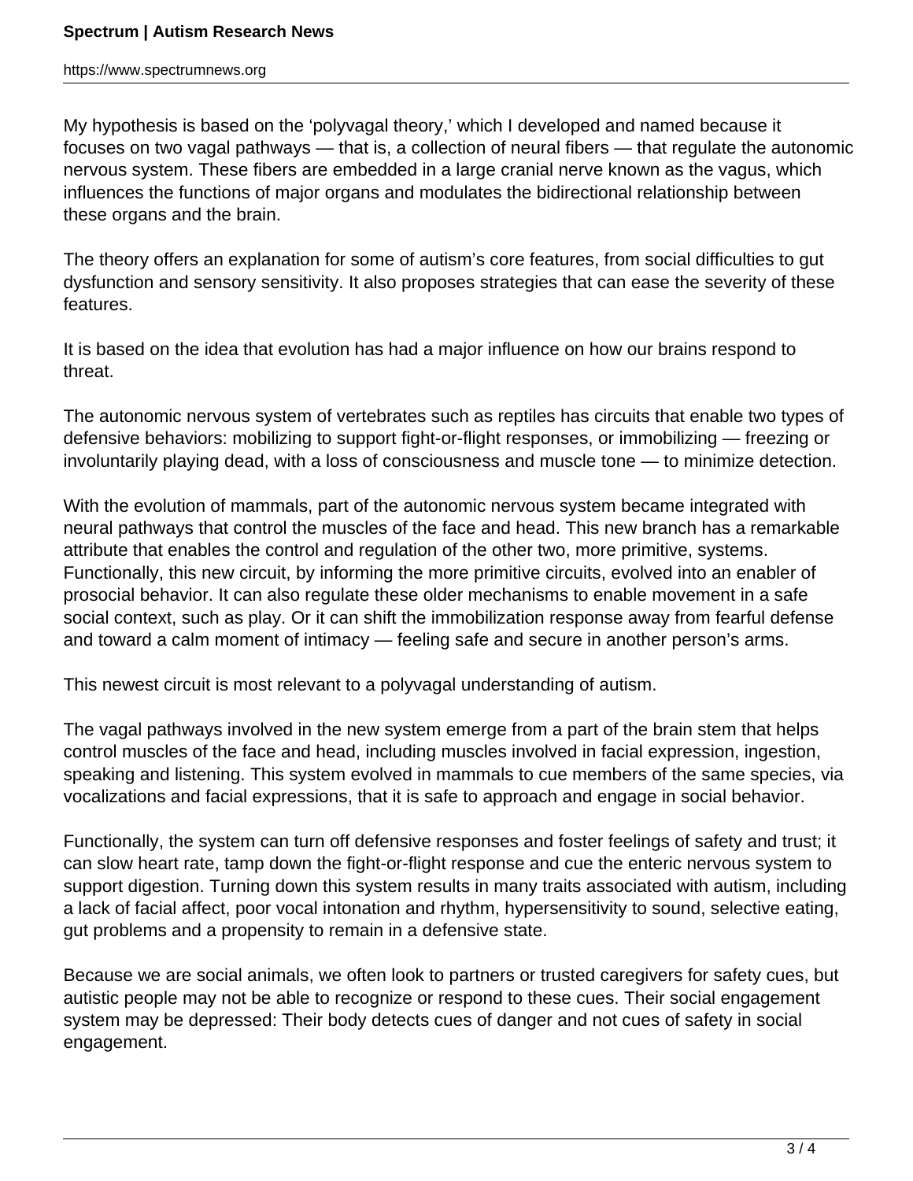My hypothesis is based on the 'polyvagal theory,' which I developed and named because it focuses on two vagal pathways — that is, a collection of neural fibers — that regulate the autonomic nervous system. These fibers are embedded in a large cranial nerve known as the vagus, which influences the functions of major organs and modulates the bidirectional relationship between these organs and the brain.

The theory offers an explanation for some of autism's core features, from social difficulties to gut dysfunction and sensory sensitivity. It also proposes strategies that can ease the severity of these features.

It is based on the idea that evolution has had a major influence on how our brains respond to threat.

The autonomic nervous system of vertebrates such as reptiles has circuits that enable two types of defensive behaviors: mobilizing to support fight-or-flight responses, or immobilizing — freezing or involuntarily playing dead, with a loss of consciousness and muscle tone — to minimize detection.

With the evolution of mammals, part of the autonomic nervous system became integrated with neural pathways that control the muscles of the face and head. This new branch has a remarkable attribute that enables the control and regulation of the other two, more primitive, systems. Functionally, this new circuit, by informing the more primitive circuits, evolved into an enabler of prosocial behavior. It can also regulate these older mechanisms to enable movement in a safe social context, such as play. Or it can shift the immobilization response away from fearful defense and toward a calm moment of intimacy — feeling safe and secure in another person's arms.

This newest circuit is most relevant to a polyvagal understanding of autism.

The vagal pathways involved in the new system emerge from a part of the brain stem that helps control muscles of the face and head, including muscles involved in facial expression, ingestion, speaking and listening. This system evolved in mammals to cue members of the same species, via vocalizations and facial expressions, that it is safe to approach and engage in social behavior.

Functionally, the system can turn off defensive responses and foster feelings of safety and trust; it can slow heart rate, tamp down the fight-or-flight response and cue the enteric nervous system to support digestion. Turning down this system results in many traits associated with autism, including a lack of facial affect, poor vocal intonation and rhythm, hypersensitivity to sound, selective eating, gut problems and a propensity to remain in a defensive state.

Because we are social animals, we often look to partners or trusted caregivers for safety cues, but autistic people may not be able to recognize or respond to these cues. Their social engagement system may be depressed: Their body detects cues of danger and not cues of safety in social engagement.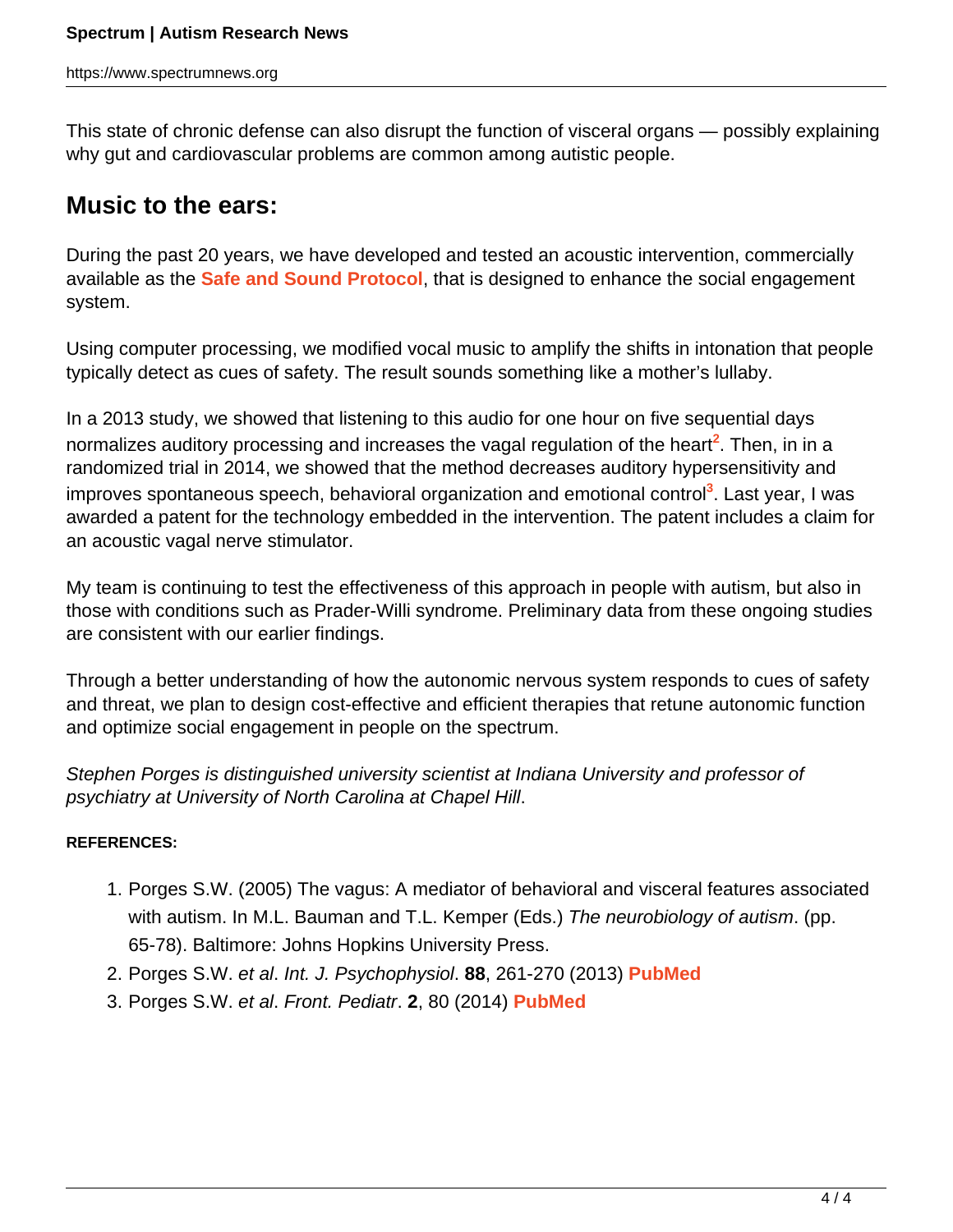This state of chronic defense can also disrupt the function of visceral organs — possibly explaining why gut and cardiovascular problems are common among autistic people.

## Music to the ears:

During the past 20 years, we have developed and tested an acoustic intervention, commercially available as the **Safe and Sound Protocol**, that is designed to enhance the social engagement system.

Using computer processing, we modified vocal music to amplify the shifts in intonation that people typically detect as cues of safety. The result sounds something like a mother's lullaby.

In a 2013 study, we showed that listening to this audio for one hour on five sequential days normalizes auditory processing and increases the vagal regulation of the heart[2]. Then, in in a randomized trial in 2014, we showed that the method decreases auditory hypersensitivity and improves spontaneous speech, behavioral organization and emotional control[3]. Last year, I was awarded a patent for the technology embedded in the intervention. The patent includes a claim for an acoustic vagal nerve stimulator.

My team is continuing to test the effectiveness of this approach in people with autism, but also in those with conditions such as Prader-Willi syndrome. Preliminary data from these ongoing studies are consistent with our earlier findings.

Through a better understanding of how the autonomic nervous system responds to cues of safety and threat, we plan to design cost-effective and efficient therapies that retune autonomic function and optimize social engagement in people on the spectrum.

*Stephen Porges is distinguished university scientist at Indiana University and professor of psychiatry at University of North Carolina at Chapel Hill.*

**REFERENCES:**

1. Porges S.W. (2005) The vagus: A mediator of behavioral and visceral features associated with autism. In M.L. Bauman and T.L. Kemper (Eds.) *The neurobiology of autism*. (pp. 65-78). Baltimore: Johns Hopkins University Press.
2. Porges S.W. *et al*. *Int. J. Psychophysiol*. **88**, 261-270 (2013) **PubMed**
3. Porges S.W. *et al*. *Front. Pediatr*. **2**, 80 (2014) **PubMed**